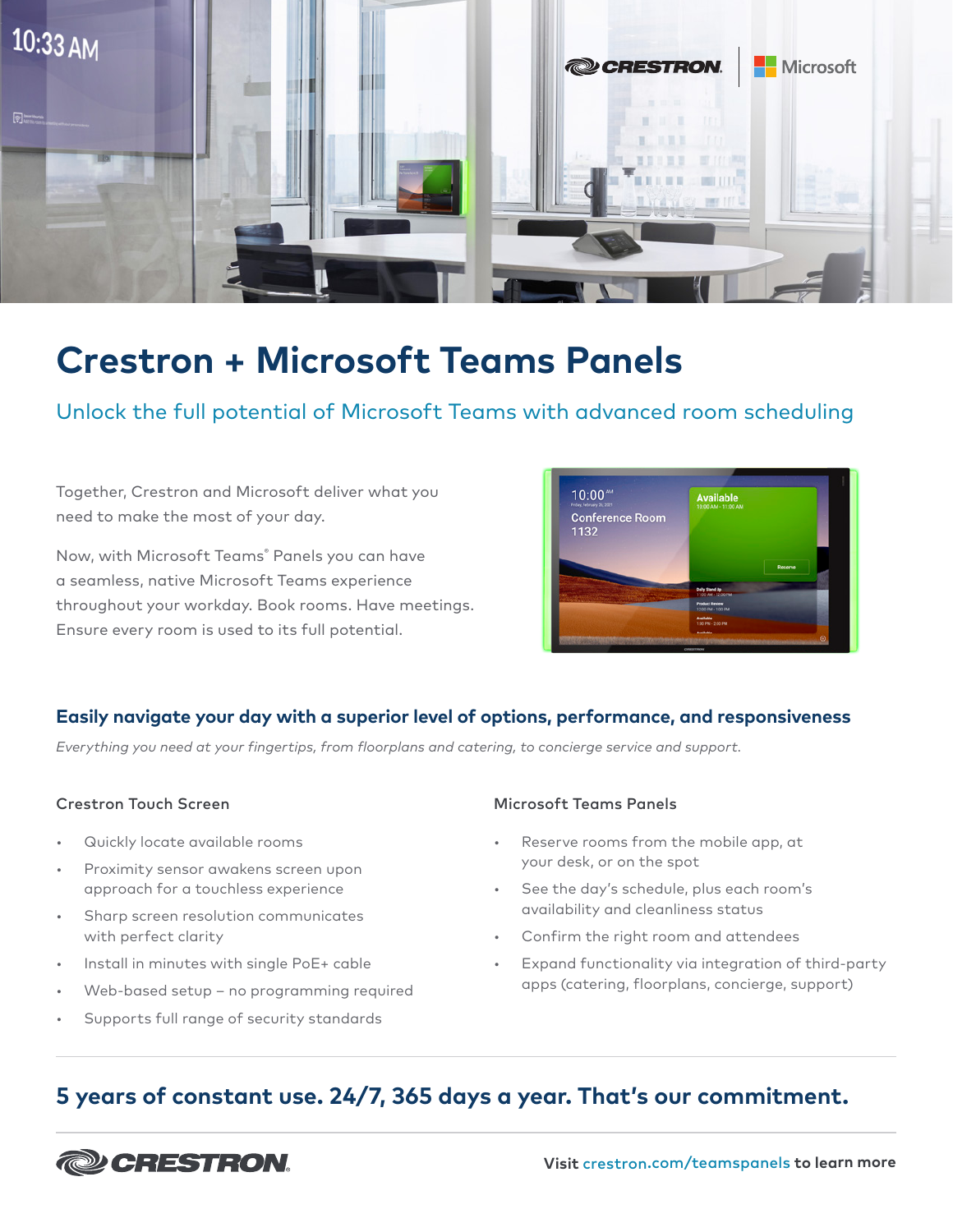# Crestron + Microsoft Teams Panels

## Unlock the full potential of Microsoft Teams with advanced room scheduling

Together, Crestron and Microsoft deliver what you need to make the most of your day.

Now, with Microsoft Teams® Panels you can have a seamless, native Microsoft Teams experience throughout your workday. Book rooms. Have meetings. Ensure every room is used to its full potential.

### Easily navigate your day with a superior level of options, performance, and responsiveness

*Everything you need at your fingertips, from floorplans and catering, to concierge service and support.*

#### Crestron Touch Screen

- Quickly locate available rooms
- Proximity sensor awakens screen upon approach for a touchless experience
- Sharp screen resolution communicates with perfect clarity
- Install in minutes with single PoE+ cable
- Web-based setup – no programming required
- Supports full range of security standards

#### Microsoft Teams Panels

- Reserve rooms from the mobile app, at your desk, or on the spot
- See the day's schedule, plus each room's availability and cleanliness status
- Confirm the right room and attendees
- Expand functionality via integration of third-party apps (catering, floorplans, concierge, support)

## 5 years of constant use. 24/7, 365 days a year. That's our commitment.

**Visit crestron.com/teamspanels to learn more**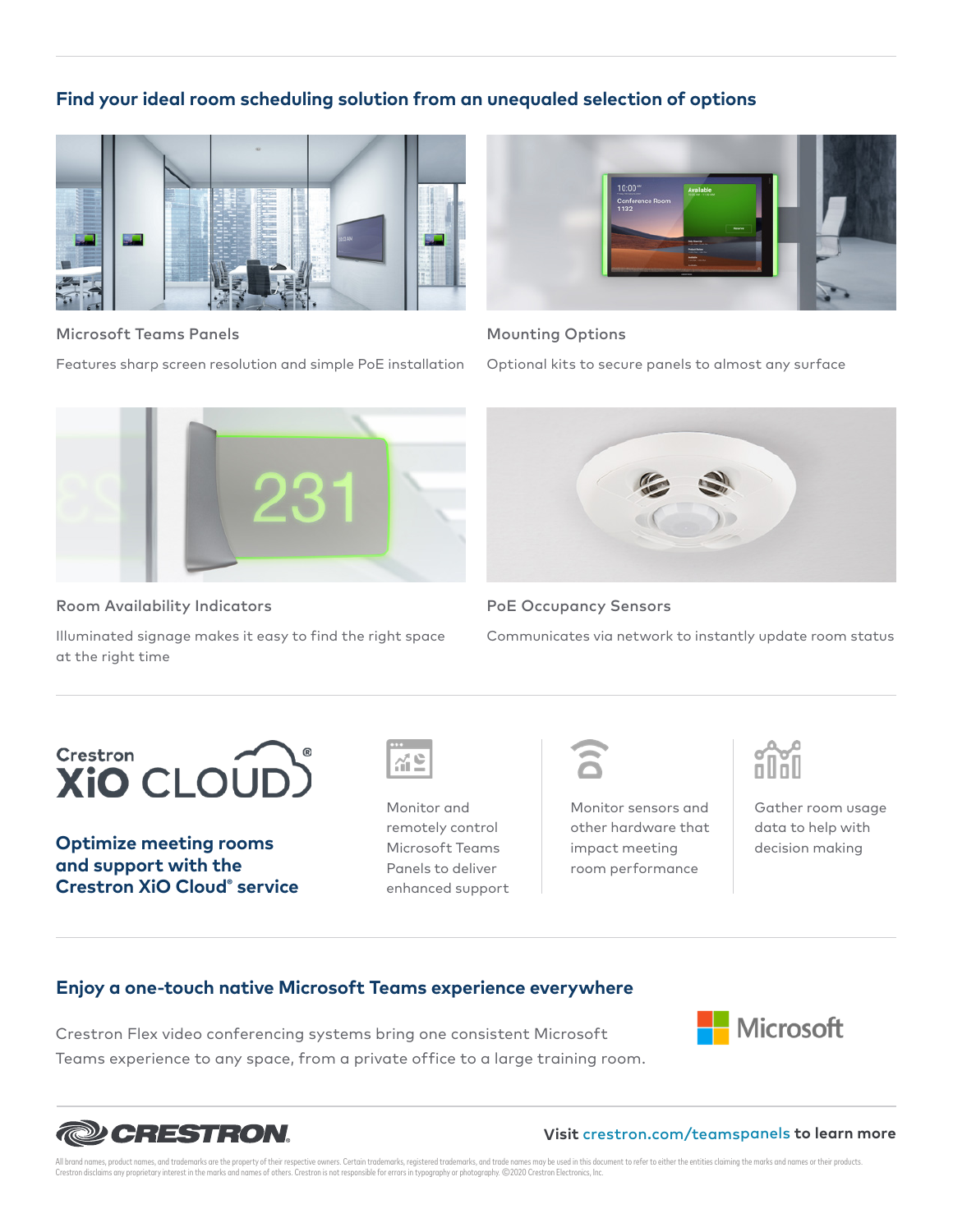## Find your ideal room scheduling solution from an unequaled selection of options

### Microsoft Teams Panels

Features sharp screen resolution and simple PoE installation

### Mounting Options

Optional kits to secure panels to almost any surface

### Room Availability Indicators

Illuminated signage makes it easy to find the right space at the right time

### PoE Occupancy Sensors

Communicates via network to instantly update room status

Crestron XiO CLOUD®

## Optimize meeting rooms and support with the Crestron XiO Cloud® service

Monitor and remotely control Microsoft Teams Panels to deliver enhanced support

Monitor sensors and other hardware that impact meeting room performance

Gather room usage data to help with decision making

## Enjoy a one-touch native Microsoft Teams experience everywhere

Crestron Flex video conferencing systems bring one consistent Microsoft Teams experience to any space, from a private office to a large training room.

Microsoft

CRESTRON.

**Visit** crestron.com/teamspanels **to learn more**

All brand names, product names, and trademarks are the property of their respective owners. Certain trademarks, registered trademarks, and trade names may be used in this document to refer to either the entities claiming the marks and names or their products. Crestron disclaims any proprietary interest in the marks and names of others. Crestron is not responsible for errors in typography or photography. ©2020 Crestron Electronics, Inc.